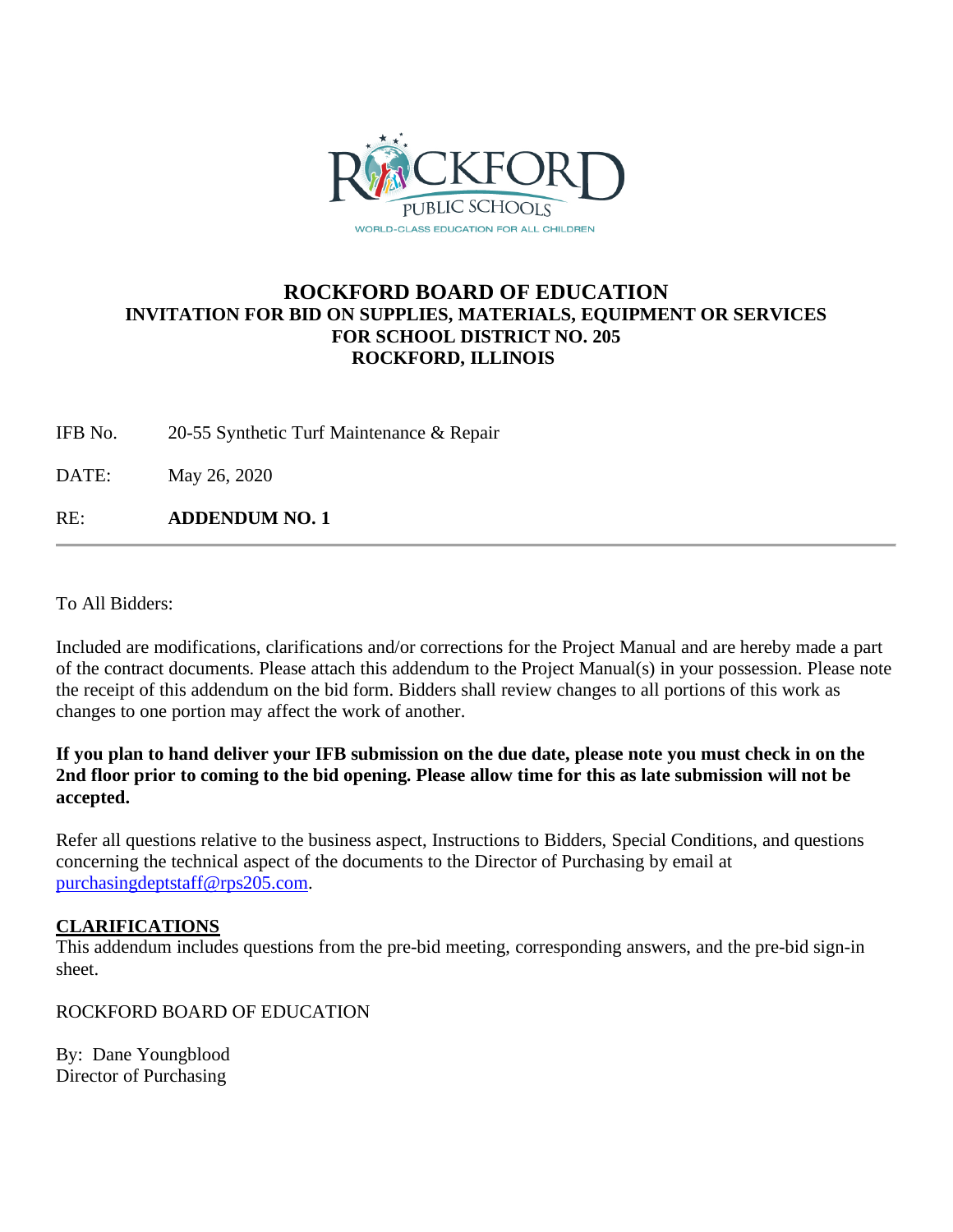ROCKFORD PUBLIC SCHOOLS

WORLD-CLASS EDUCATION FOR ALL CHILDREN

# ROCKFORD BOARD OF EDUCATION

## INVITATION FOR BID ON SUPPLIES, MATERIALS, EQUIPMENT OR SERVICES FOR SCHOOL DISTRICT NO. 205 ROCKFORD, ILLINOIS

IFB No. 20-55 Synthetic Turf Maintenance & Repair

DATE: May 26, 2020

RE: **ADDENDUM NO. 1**

---

To All Bidders:

Included are modifications, clarifications and/or corrections for the Project Manual and are hereby made a part of the contract documents. Please attach this addendum to the Project Manual(s) in your possession. Please note the receipt of this addendum on the bid form. Bidders shall review changes to all portions of this work as changes to one portion may affect the work of another.

**If you plan to hand deliver your IFB submission on the due date, please note you must check in on the 2nd floor prior to coming to the bid opening. Please allow time for this as late submission will not be accepted.**

Refer all questions relative to the business aspect, Instructions to Bidders, Special Conditions, and questions concerning the technical aspect of the documents to the Director of Purchasing by email at purchasingdeptstaff@rps205.com.

**CLARIFICATIONS**

This addendum includes questions from the pre-bid meeting, corresponding answers, and the pre-bid sign-in sheet.

ROCKFORD BOARD OF EDUCATION

By: Dane Youngblood
Director of Purchasing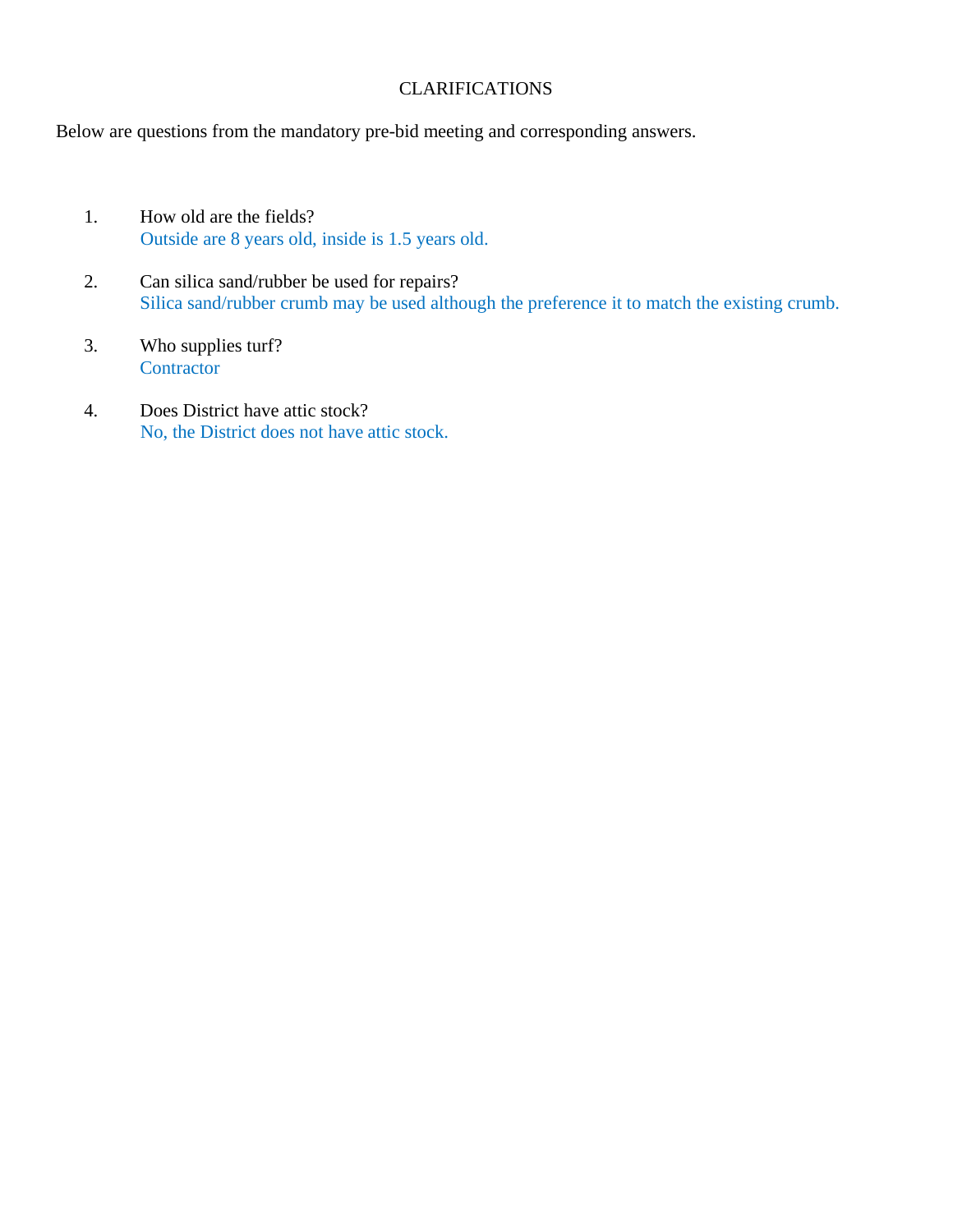# CLARIFICATIONS

Below are questions from the mandatory pre-bid meeting and corresponding answers.

1. How old are the fields?
   Outside are 8 years old, inside is 1.5 years old.

2. Can silica sand/rubber be used for repairs?
   Silica sand/rubber crumb may be used although the preference it to match the existing crumb.

3. Who supplies turf?
   Contractor

4. Does District have attic stock?
   No, the District does not have attic stock.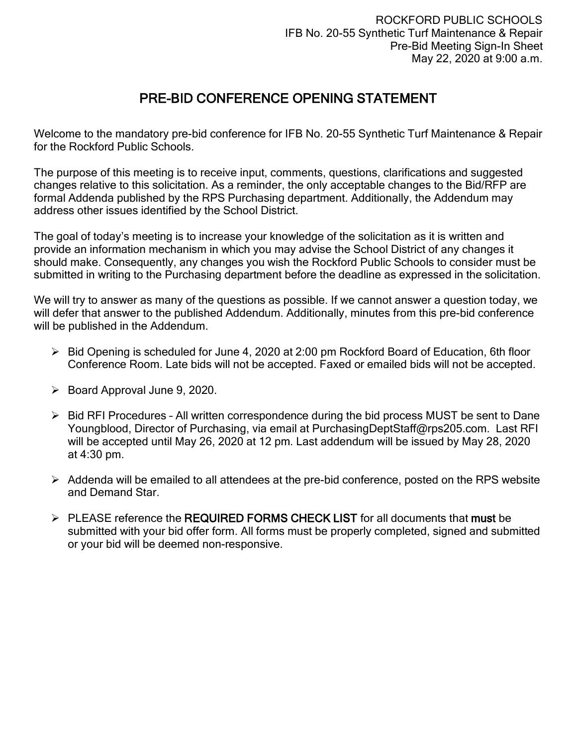ROCKFORD PUBLIC SCHOOLS
IFB No. 20-55 Synthetic Turf Maintenance & Repair
Pre-Bid Meeting Sign-In Sheet
May 22, 2020 at 9:00 a.m.

# PRE-BID CONFERENCE OPENING STATEMENT

Welcome to the mandatory pre-bid conference for IFB No. 20-55 Synthetic Turf Maintenance & Repair for the Rockford Public Schools.

The purpose of this meeting is to receive input, comments, questions, clarifications and suggested changes relative to this solicitation. As a reminder, the only acceptable changes to the Bid/RFP are formal Addenda published by the RPS Purchasing department. Additionally, the Addendum may address other issues identified by the School District.

The goal of today's meeting is to increase your knowledge of the solicitation as it is written and provide an information mechanism in which you may advise the School District of any changes it should make. Consequently, any changes you wish the Rockford Public Schools to consider must be submitted in writing to the Purchasing department before the deadline as expressed in the solicitation.

We will try to answer as many of the questions as possible. If we cannot answer a question today, we will defer that answer to the published Addendum. Additionally, minutes from this pre-bid conference will be published in the Addendum.

- Bid Opening is scheduled for June 4, 2020 at 2:00 pm Rockford Board of Education, 6th floor Conference Room. Late bids will not be accepted. Faxed or emailed bids will not be accepted.
- Board Approval June 9, 2020.
- Bid RFI Procedures – All written correspondence during the bid process MUST be sent to Dane Youngblood, Director of Purchasing, via email at PurchasingDeptStaff@rps205.com. Last RFI will be accepted until May 26, 2020 at 12 pm. Last addendum will be issued by May 28, 2020 at 4:30 pm.
- Addenda will be emailed to all attendees at the pre-bid conference, posted on the RPS website and Demand Star.
- PLEASE reference the **REQUIRED FORMS CHECK LIST** for all documents that **must** be submitted with your bid offer form. All forms must be properly completed, signed and submitted or your bid will be deemed non-responsive.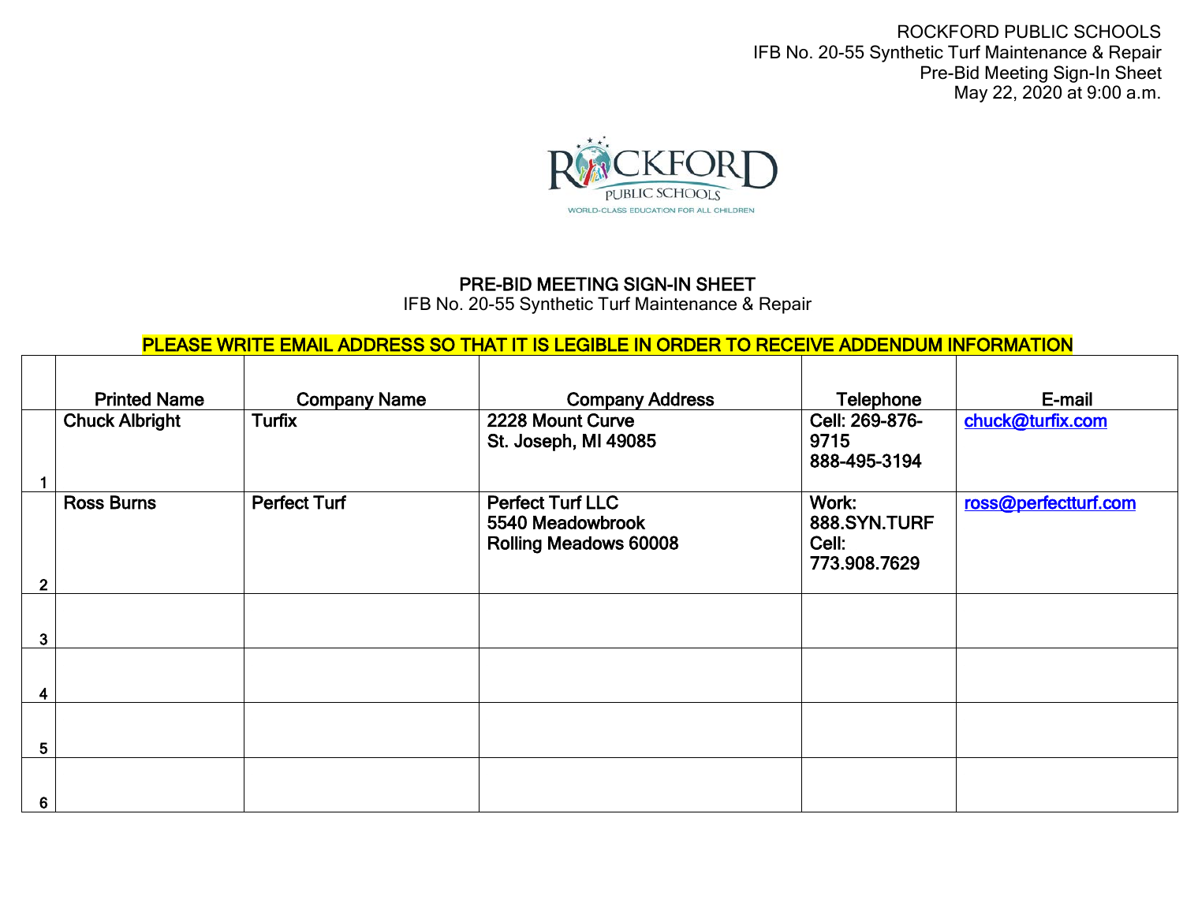ROCKFORD PUBLIC SCHOOLS
IFB No. 20-55 Synthetic Turf Maintenance & Repair
Pre-Bid Meeting Sign-In Sheet
May 22, 2020 at 9:00 a.m.

ROCKFORD PUBLIC SCHOOLS
WORLD-CLASS EDUCATION FOR ALL CHILDREN

## PRE-BID MEETING SIGN-IN SHEET

IFB No. 20-55 Synthetic Turf Maintenance & Repair

**PLEASE WRITE EMAIL ADDRESS SO THAT IT IS LEGIBLE IN ORDER TO RECEIVE ADDENDUM INFORMATION**

| | Printed Name | Company Name | Company Address | Telephone | E-mail |
|---|---|---|---|---|---|
| 1 | Chuck Albright | Turfix | 2228 Mount Curve<br>St. Joseph, MI 49085 | Cell: 269-876-9715<br>888-495-3194 | chuck@turfix.com |
| 2 | Ross Burns | Perfect Turf | Perfect Turf LLC<br>5540 Meadowbrook<br>Rolling Meadows 60008 | Work: 888.SYN.TURF<br>Cell: 773.908.7629 | ross@perfectturf.com |
| 3 | | | | | |
| 4 | | | | | |
| 5 | | | | | |
| 6 | | | | | |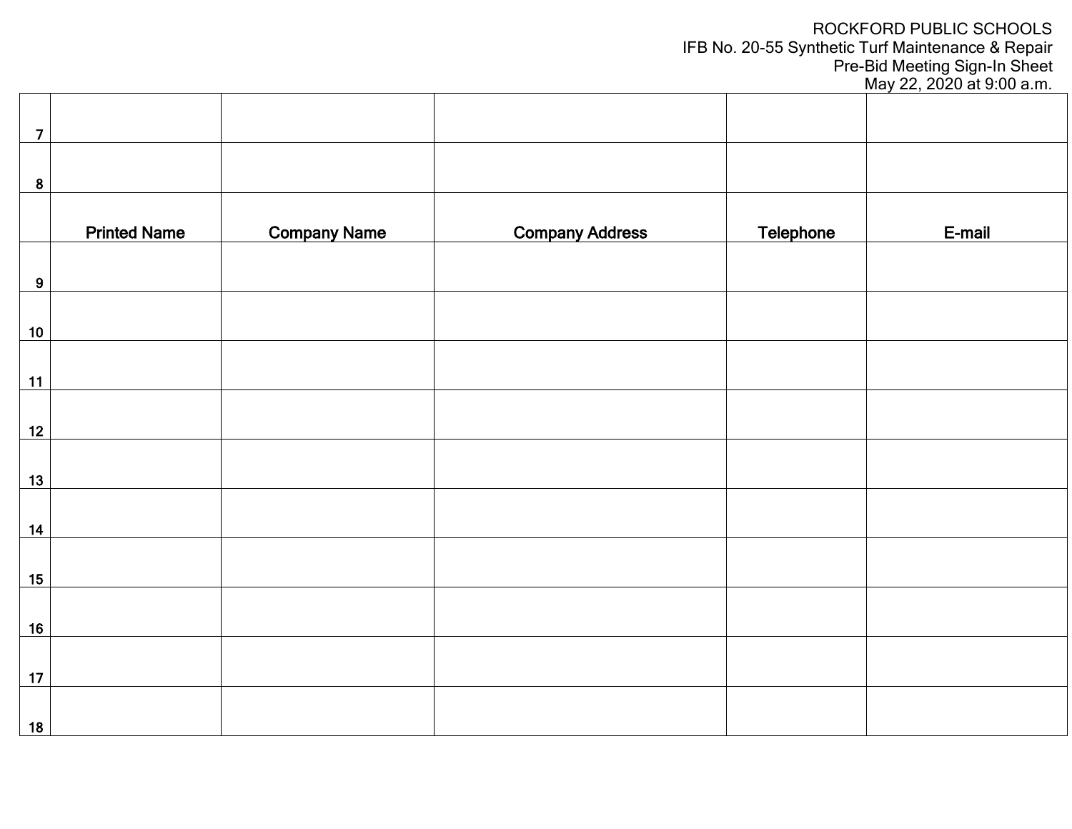ROCKFORD PUBLIC SCHOOLS
IFB No. 20-55 Synthetic Turf Maintenance & Repair
Pre-Bid Meeting Sign-In Sheet
May 22, 2020 at 9:00 a.m.

| | Printed Name | Company Name | Company Address | Telephone | E-mail |
|---|---|---|---|---|---|
| 7 | | | | | |
| 8 | | | | | |
| 9 | | | | | |
| 10 | | | | | |
| 11 | | | | | |
| 12 | | | | | |
| 13 | | | | | |
| 14 | | | | | |
| 15 | | | | | |
| 16 | | | | | |
| 17 | | | | | |
| 18 | | | | | |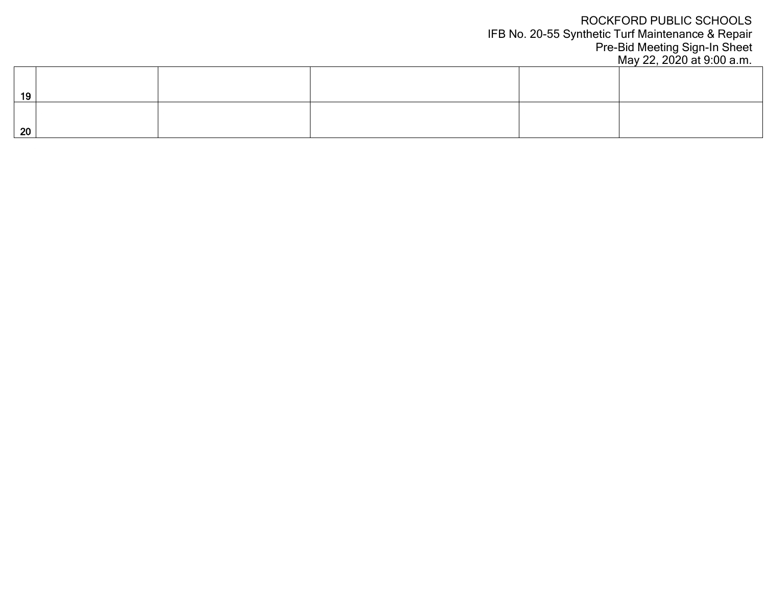| | | | | | |
|---|---|---|---|---|---|
| 19 | | | | | |
| 20 | | | | | |